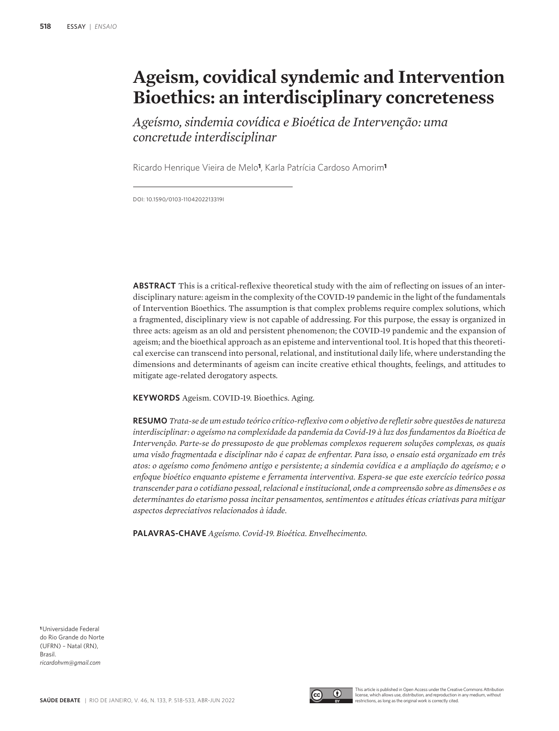# Ageism, covidical syndemic and Intervention Bioethics: an interdisciplinary concreteness

## *Ageísmo, sindemia covídica e Bioética de Intervenção: uma concretude interdisciplinar*

Ricardo Henrique Vieira de Melo[1], Karla Patrícia Cardoso Amorim[1]

DOI: 10.1590/0103-1104202213319I

**ABSTRACT** This is a critical-reflexive theoretical study with the aim of reflecting on issues of an interdisciplinary nature: ageism in the complexity of the COVID-19 pandemic in the light of the fundamentals of Intervention Bioethics. The assumption is that complex problems require complex solutions, which a fragmented, disciplinary view is not capable of addressing. For this purpose, the essay is organized in three acts: ageism as an old and persistent phenomenon; the COVID-19 pandemic and the expansion of ageism; and the bioethical approach as an episteme and interventional tool. It is hoped that this theoretical exercise can transcend into personal, relational, and institutional daily life, where understanding the dimensions and determinants of ageism can incite creative ethical thoughts, feelings, and attitudes to mitigate age-related derogatory aspects.

**KEYWORDS** Ageism. COVID-19. Bioethics. Aging.

**RESUMO** *Trata-se de um estudo teórico crítico-reflexivo com o objetivo de refletir sobre questões de natureza interdisciplinar: o ageísmo na complexidade da pandemia da Covid-19 à luz dos fundamentos da Bioética de Intervenção. Parte-se do pressuposto de que problemas complexos requerem soluções complexas, os quais uma visão fragmentada e disciplinar não é capaz de enfrentar. Para isso, o ensaio está organizado em três atos: o ageísmo como fenômeno antigo e persistente; a sindemia covídica e a ampliação do ageísmo; e o enfoque bioético enquanto episteme e ferramenta interventiva. Espera-se que este exercício teórico possa transcender para o cotidiano pessoal, relacional e institucional, onde a compreensão sobre as dimensões e os determinantes do etarismo possa incitar pensamentos, sentimentos e atitudes éticas criativas para mitigar aspectos depreciativos relacionados à idade.*

**PALAVRAS-CHAVE** *Ageísmo. Covid-19. Bioética. Envelhecimento.*

[1] Universidade Federal do Rio Grande do Norte (UFRN) – Natal (RN), Brasil.
*ricardohvm@gmail.com*

This article is published in Open Access under the Creative Commons Attribution license, which allows use, distribution, and reproduction in any medium, without restrictions, as long as the original work is correctly cited.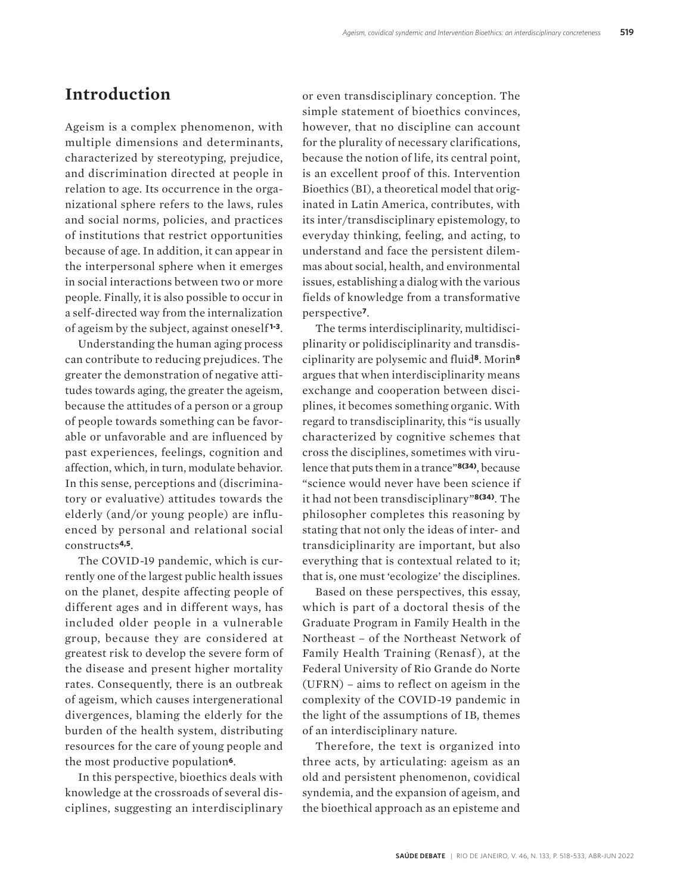## Introduction

Ageism is a complex phenomenon, with multiple dimensions and determinants, characterized by stereotyping, prejudice, and discrimination directed at people in relation to age. Its occurrence in the organizational sphere refers to the laws, rules and social norms, policies, and practices of institutions that restrict opportunities because of age. In addition, it can appear in the interpersonal sphere when it emerges in social interactions between two or more people. Finally, it is also possible to occur in a self-directed way from the internalization of ageism by the subject, against oneself[1-3].

Understanding the human aging process can contribute to reducing prejudices. The greater the demonstration of negative attitudes towards aging, the greater the ageism, because the attitudes of a person or a group of people towards something can be favorable or unfavorable and are influenced by past experiences, feelings, cognition and affection, which, in turn, modulate behavior. In this sense, perceptions and (discriminatory or evaluative) attitudes towards the elderly (and/or young people) are influenced by personal and relational social constructs[4,5].

The COVID-19 pandemic, which is currently one of the largest public health issues on the planet, despite affecting people of different ages and in different ways, has included older people in a vulnerable group, because they are considered at greatest risk to develop the severe form of the disease and present higher mortality rates. Consequently, there is an outbreak of ageism, which causes intergenerational divergences, blaming the elderly for the burden of the health system, distributing resources for the care of young people and the most productive population[6].

In this perspective, bioethics deals with knowledge at the crossroads of several disciplines, suggesting an interdisciplinary or even transdisciplinary conception. The simple statement of bioethics convinces, however, that no discipline can account for the plurality of necessary clarifications, because the notion of life, its central point, is an excellent proof of this. Intervention Bioethics (BI), a theoretical model that originated in Latin America, contributes, with its inter/transdisciplinary epistemology, to everyday thinking, feeling, and acting, to understand and face the persistent dilemmas about social, health, and environmental issues, establishing a dialog with the various fields of knowledge from a transformative perspective[7].

The terms interdisciplinarity, multidisciplinarity or polidisciplinarity and transdisciplinarity are polysemic and fluid[8]. Morin[8] argues that when interdisciplinarity means exchange and cooperation between disciplines, it becomes something organic. With regard to transdisciplinarity, this "is usually characterized by cognitive schemes that cross the disciplines, sometimes with virulence that puts them in a trance"[8(34)], because "science would never have been science if it had not been transdisciplinary"[8(34)]. The philosopher completes this reasoning by stating that not only the ideas of inter- and transdiciplinarity are important, but also everything that is contextual related to it; that is, one must 'ecologize' the disciplines.

Based on these perspectives, this essay, which is part of a doctoral thesis of the Graduate Program in Family Health in the Northeast – of the Northeast Network of Family Health Training (Renasf), at the Federal University of Rio Grande do Norte (UFRN) – aims to reflect on ageism in the complexity of the COVID-19 pandemic in the light of the assumptions of IB, themes of an interdisciplinary nature.

Therefore, the text is organized into three acts, by articulating: ageism as an old and persistent phenomenon, covidical syndemia, and the expansion of ageism, and the bioethical approach as an episteme and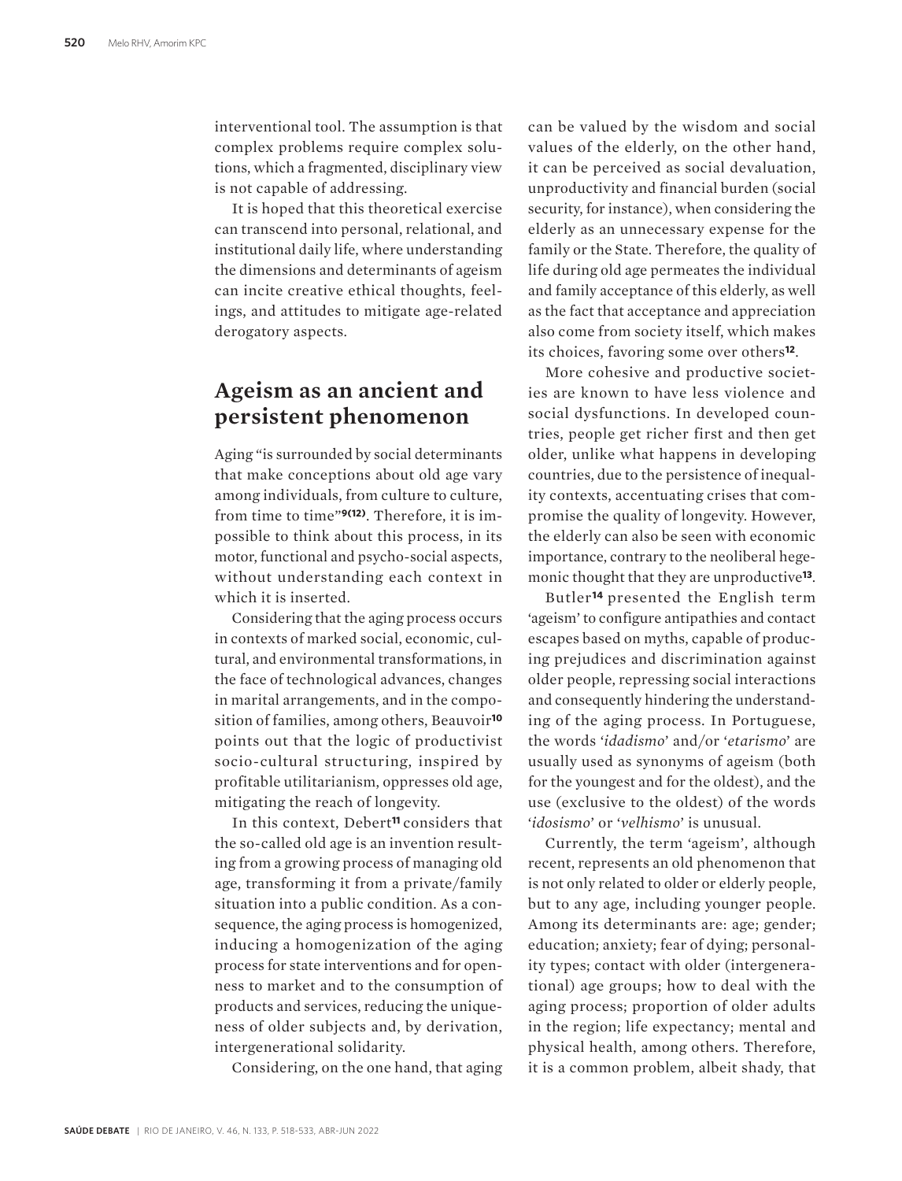interventional tool. The assumption is that complex problems require complex solutions, which a fragmented, disciplinary view is not capable of addressing.

It is hoped that this theoretical exercise can transcend into personal, relational, and institutional daily life, where understanding the dimensions and determinants of ageism can incite creative ethical thoughts, feelings, and attitudes to mitigate age-related derogatory aspects.

## Ageism as an ancient and persistent phenomenon

Aging "is surrounded by social determinants that make conceptions about old age vary among individuals, from culture to culture, from time to time"[9(12)]. Therefore, it is impossible to think about this process, in its motor, functional and psycho-social aspects, without understanding each context in which it is inserted.

Considering that the aging process occurs in contexts of marked social, economic, cultural, and environmental transformations, in the face of technological advances, changes in marital arrangements, and in the composition of families, among others, Beauvoir[10] points out that the logic of productivist socio-cultural structuring, inspired by profitable utilitarianism, oppresses old age, mitigating the reach of longevity.

In this context, Debert[11] considers that the so-called old age is an invention resulting from a growing process of managing old age, transforming it from a private/family situation into a public condition. As a consequence, the aging process is homogenized, inducing a homogenization of the aging process for state interventions and for openness to market and to the consumption of products and services, reducing the uniqueness of older subjects and, by derivation, intergenerational solidarity.

Considering, on the one hand, that aging can be valued by the wisdom and social values of the elderly, on the other hand, it can be perceived as social devaluation, unproductivity and financial burden (social security, for instance), when considering the elderly as an unnecessary expense for the family or the State. Therefore, the quality of life during old age permeates the individual and family acceptance of this elderly, as well as the fact that acceptance and appreciation also come from society itself, which makes its choices, favoring some over others[12].

More cohesive and productive societies are known to have less violence and social dysfunctions. In developed countries, people get richer first and then get older, unlike what happens in developing countries, due to the persistence of inequality contexts, accentuating crises that compromise the quality of longevity. However, the elderly can also be seen with economic importance, contrary to the neoliberal hegemonic thought that they are unproductive[13].

Butler[14] presented the English term 'ageism' to configure antipathies and contact escapes based on myths, capable of producing prejudices and discrimination against older people, repressing social interactions and consequently hindering the understanding of the aging process. In Portuguese, the words '*idadismo*' and/or '*etarismo*' are usually used as synonyms of ageism (both for the youngest and for the oldest), and the use (exclusive to the oldest) of the words '*idosismo*' or '*velhismo*' is unusual.

Currently, the term 'ageism', although recent, represents an old phenomenon that is not only related to older or elderly people, but to any age, including younger people. Among its determinants are: age; gender; education; anxiety; fear of dying; personality types; contact with older (intergenerational) age groups; how to deal with the aging process; proportion of older adults in the region; life expectancy; mental and physical health, among others. Therefore, it is a common problem, albeit shady, that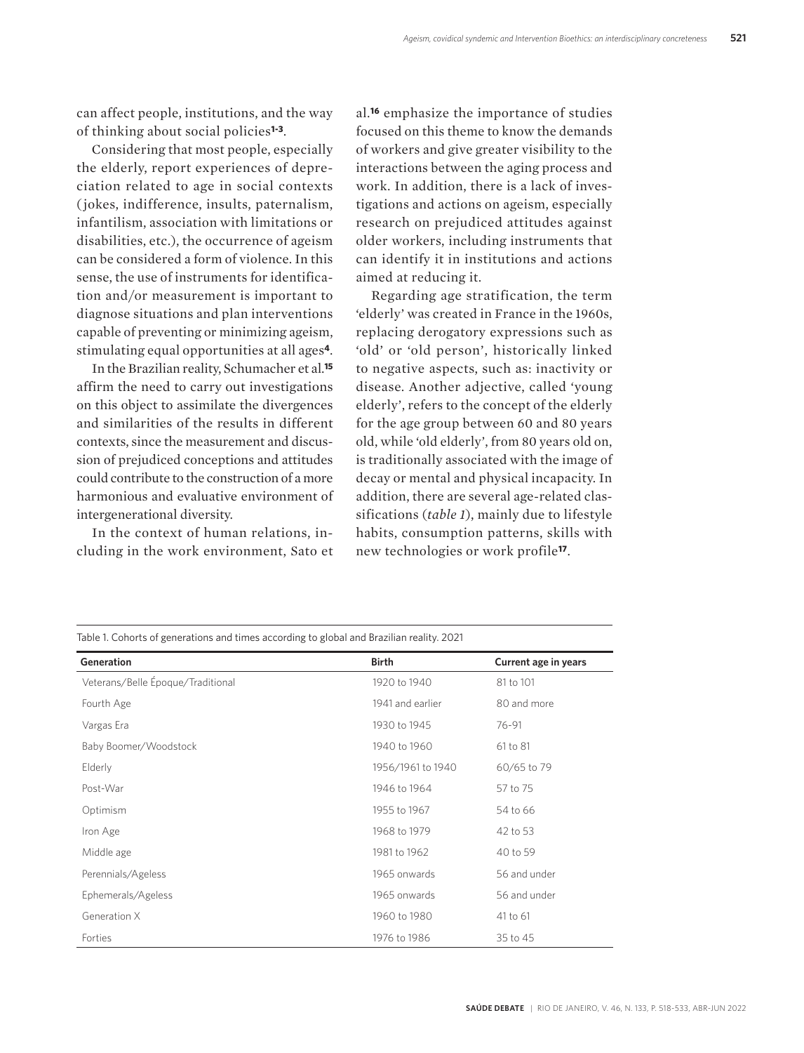can affect people, institutions, and the way of thinking about social policies[1-3].

Considering that most people, especially the elderly, report experiences of depreciation related to age in social contexts (jokes, indifference, insults, paternalism, infantilism, association with limitations or disabilities, etc.), the occurrence of ageism can be considered a form of violence. In this sense, the use of instruments for identification and/or measurement is important to diagnose situations and plan interventions capable of preventing or minimizing ageism, stimulating equal opportunities at all ages[4].

In the Brazilian reality, Schumacher et al.[15] affirm the need to carry out investigations on this object to assimilate the divergences and similarities of the results in different contexts, since the measurement and discussion of prejudiced conceptions and attitudes could contribute to the construction of a more harmonious and evaluative environment of intergenerational diversity.

In the context of human relations, including in the work environment, Sato et al.[16] emphasize the importance of studies focused on this theme to know the demands of workers and give greater visibility to the interactions between the aging process and work. In addition, there is a lack of investigations and actions on ageism, especially research on prejudiced attitudes against older workers, including instruments that can identify it in institutions and actions aimed at reducing it.

Regarding age stratification, the term 'elderly' was created in France in the 1960s, replacing derogatory expressions such as 'old' or 'old person', historically linked to negative aspects, such as: inactivity or disease. Another adjective, called 'young elderly', refers to the concept of the elderly for the age group between 60 and 80 years old, while 'old elderly', from 80 years old on, is traditionally associated with the image of decay or mental and physical incapacity. In addition, there are several age-related classifications (*table 1*), mainly due to lifestyle habits, consumption patterns, skills with new technologies or work profile[17].

Table 1. Cohorts of generations and times according to global and Brazilian reality. 2021

| Generation | Birth | Current age in years |
|---|---|---|
| Veterans/Belle Époque/Traditional | 1920 to 1940 | 81 to 101 |
| Fourth Age | 1941 and earlier | 80 and more |
| Vargas Era | 1930 to 1945 | 76-91 |
| Baby Boomer/Woodstock | 1940 to 1960 | 61 to 81 |
| Elderly | 1956/1961 to 1940 | 60/65 to 79 |
| Post-War | 1946 to 1964 | 57 to 75 |
| Optimism | 1955 to 1967 | 54 to 66 |
| Iron Age | 1968 to 1979 | 42 to 53 |
| Middle age | 1981 to 1962 | 40 to 59 |
| Perennials/Ageless | 1965 onwards | 56 and under |
| Ephemerals/Ageless | 1965 onwards | 56 and under |
| Generation X | 1960 to 1980 | 41 to 61 |
| Forties | 1976 to 1986 | 35 to 45 |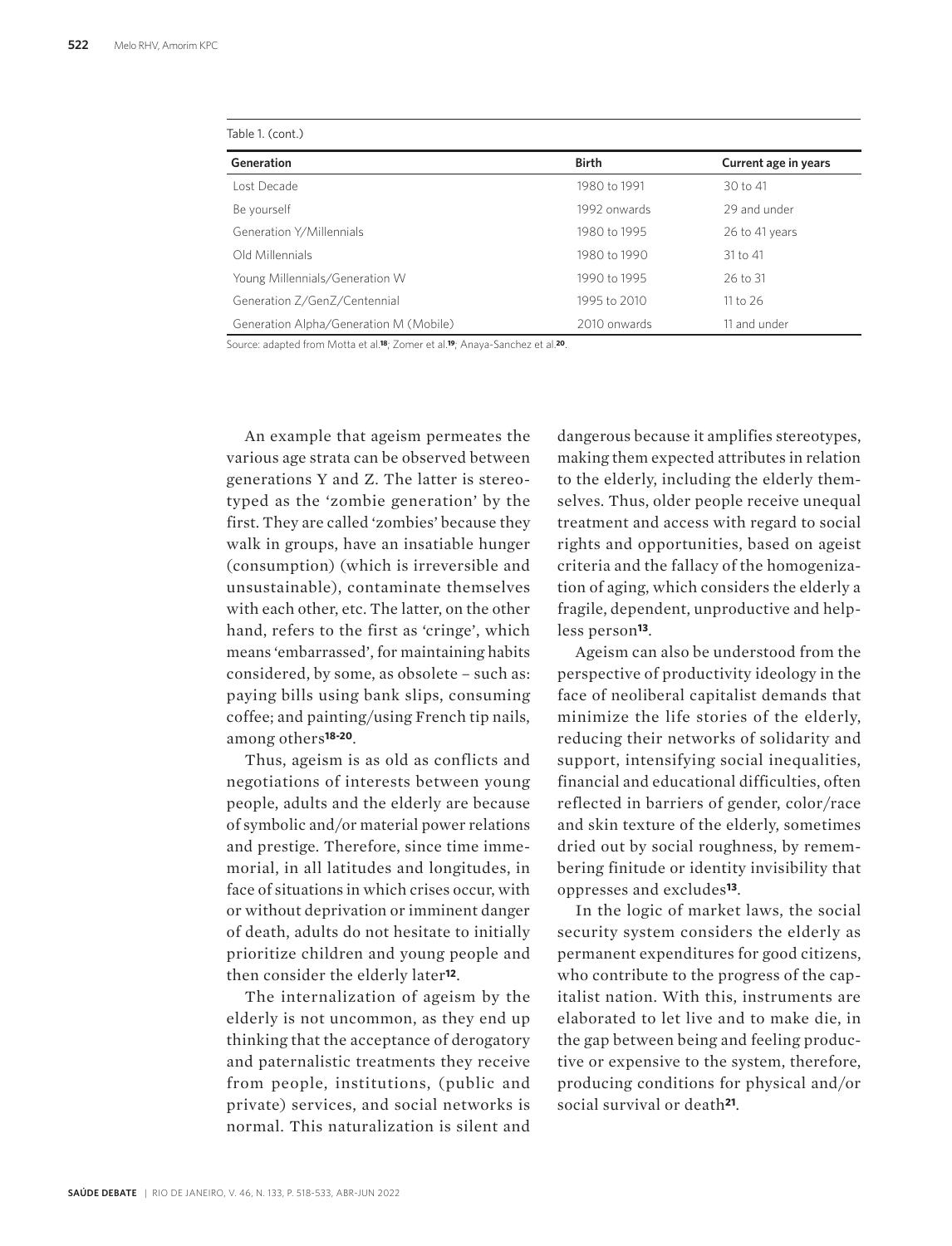Table 1. (cont.)

| Generation | Birth | Current age in years |
|---|---|---|
| Lost Decade | 1980 to 1991 | 30 to 41 |
| Be yourself | 1992 onwards | 29 and under |
| Generation Y/Millennials | 1980 to 1995 | 26 to 41 years |
| Old Millennials | 1980 to 1990 | 31 to 41 |
| Young Millennials/Generation W | 1990 to 1995 | 26 to 31 |
| Generation Z/GenZ/Centennial | 1995 to 2010 | 11 to 26 |
| Generation Alpha/Generation M (Mobile) | 2010 onwards | 11 and under |

Source: adapted from Motta et al.[18]; Zomer et al.[19]; Anaya-Sanchez et al.[20].

An example that ageism permeates the various age strata can be observed between generations Y and Z. The latter is stereotyped as the 'zombie generation' by the first. They are called 'zombies' because they walk in groups, have an insatiable hunger (consumption) (which is irreversible and unsustainable), contaminate themselves with each other, etc. The latter, on the other hand, refers to the first as 'cringe', which means 'embarrassed', for maintaining habits considered, by some, as obsolete – such as: paying bills using bank slips, consuming coffee; and painting/using French tip nails, among others[18-20].

Thus, ageism is as old as conflicts and negotiations of interests between young people, adults and the elderly are because of symbolic and/or material power relations and prestige. Therefore, since time immemorial, in all latitudes and longitudes, in face of situations in which crises occur, with or without deprivation or imminent danger of death, adults do not hesitate to initially prioritize children and young people and then consider the elderly later[12].

The internalization of ageism by the elderly is not uncommon, as they end up thinking that the acceptance of derogatory and paternalistic treatments they receive from people, institutions, (public and private) services, and social networks is normal. This naturalization is silent and dangerous because it amplifies stereotypes, making them expected attributes in relation to the elderly, including the elderly themselves. Thus, older people receive unequal treatment and access with regard to social rights and opportunities, based on ageist criteria and the fallacy of the homogenization of aging, which considers the elderly a fragile, dependent, unproductive and helpless person[13].

Ageism can also be understood from the perspective of productivity ideology in the face of neoliberal capitalist demands that minimize the life stories of the elderly, reducing their networks of solidarity and support, intensifying social inequalities, financial and educational difficulties, often reflected in barriers of gender, color/race and skin texture of the elderly, sometimes dried out by social roughness, by remembering finitude or identity invisibility that oppresses and excludes[13].

In the logic of market laws, the social security system considers the elderly as permanent expenditures for good citizens, who contribute to the progress of the capitalist nation. With this, instruments are elaborated to let live and to make die, in the gap between being and feeling productive or expensive to the system, therefore, producing conditions for physical and/or social survival or death[21].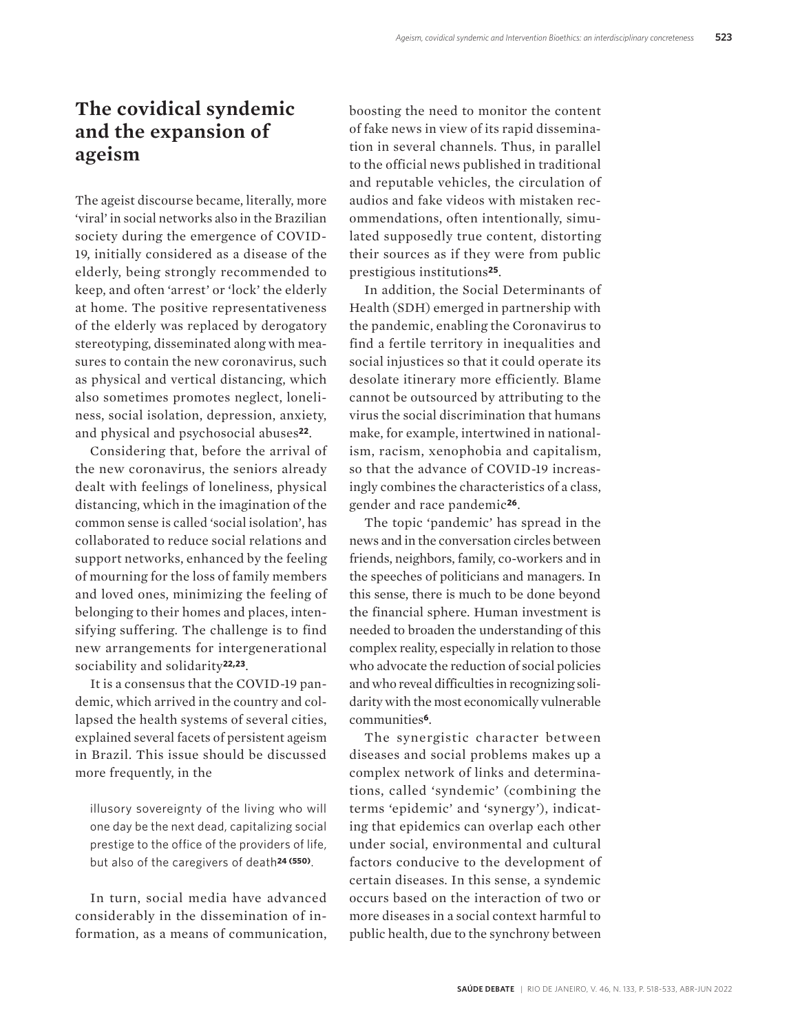## The covidical syndemic and the expansion of ageism

The ageist discourse became, literally, more 'viral' in social networks also in the Brazilian society during the emergence of COVID-19, initially considered as a disease of the elderly, being strongly recommended to keep, and often 'arrest' or 'lock' the elderly at home. The positive representativeness of the elderly was replaced by derogatory stereotyping, disseminated along with measures to contain the new coronavirus, such as physical and vertical distancing, which also sometimes promotes neglect, loneliness, social isolation, depression, anxiety, and physical and psychosocial abuses[22].

Considering that, before the arrival of the new coronavirus, the seniors already dealt with feelings of loneliness, physical distancing, which in the imagination of the common sense is called 'social isolation', has collaborated to reduce social relations and support networks, enhanced by the feeling of mourning for the loss of family members and loved ones, minimizing the feeling of belonging to their homes and places, intensifying suffering. The challenge is to find new arrangements for intergenerational sociability and solidarity[22,23].

It is a consensus that the COVID-19 pandemic, which arrived in the country and collapsed the health systems of several cities, explained several facets of persistent ageism in Brazil. This issue should be discussed more frequently, in the

> illusory sovereignty of the living who will one day be the next dead, capitalizing social prestige to the office of the providers of life, but also of the caregivers of death[24 (550)].

In turn, social media have advanced considerably in the dissemination of information, as a means of communication, boosting the need to monitor the content of fake news in view of its rapid dissemination in several channels. Thus, in parallel to the official news published in traditional and reputable vehicles, the circulation of audios and fake videos with mistaken recommendations, often intentionally, simulated supposedly true content, distorting their sources as if they were from public prestigious institutions[25].

In addition, the Social Determinants of Health (SDH) emerged in partnership with the pandemic, enabling the Coronavirus to find a fertile territory in inequalities and social injustices so that it could operate its desolate itinerary more efficiently. Blame cannot be outsourced by attributing to the virus the social discrimination that humans make, for example, intertwined in nationalism, racism, xenophobia and capitalism, so that the advance of COVID-19 increasingly combines the characteristics of a class, gender and race pandemic[26].

The topic 'pandemic' has spread in the news and in the conversation circles between friends, neighbors, family, co-workers and in the speeches of politicians and managers. In this sense, there is much to be done beyond the financial sphere. Human investment is needed to broaden the understanding of this complex reality, especially in relation to those who advocate the reduction of social policies and who reveal difficulties in recognizing solidarity with the most economically vulnerable communities[6].

The synergistic character between diseases and social problems makes up a complex network of links and determinations, called 'syndemic' (combining the terms 'epidemic' and 'synergy'), indicating that epidemics can overlap each other under social, environmental and cultural factors conducive to the development of certain diseases. In this sense, a syndemic occurs based on the interaction of two or more diseases in a social context harmful to public health, due to the synchrony between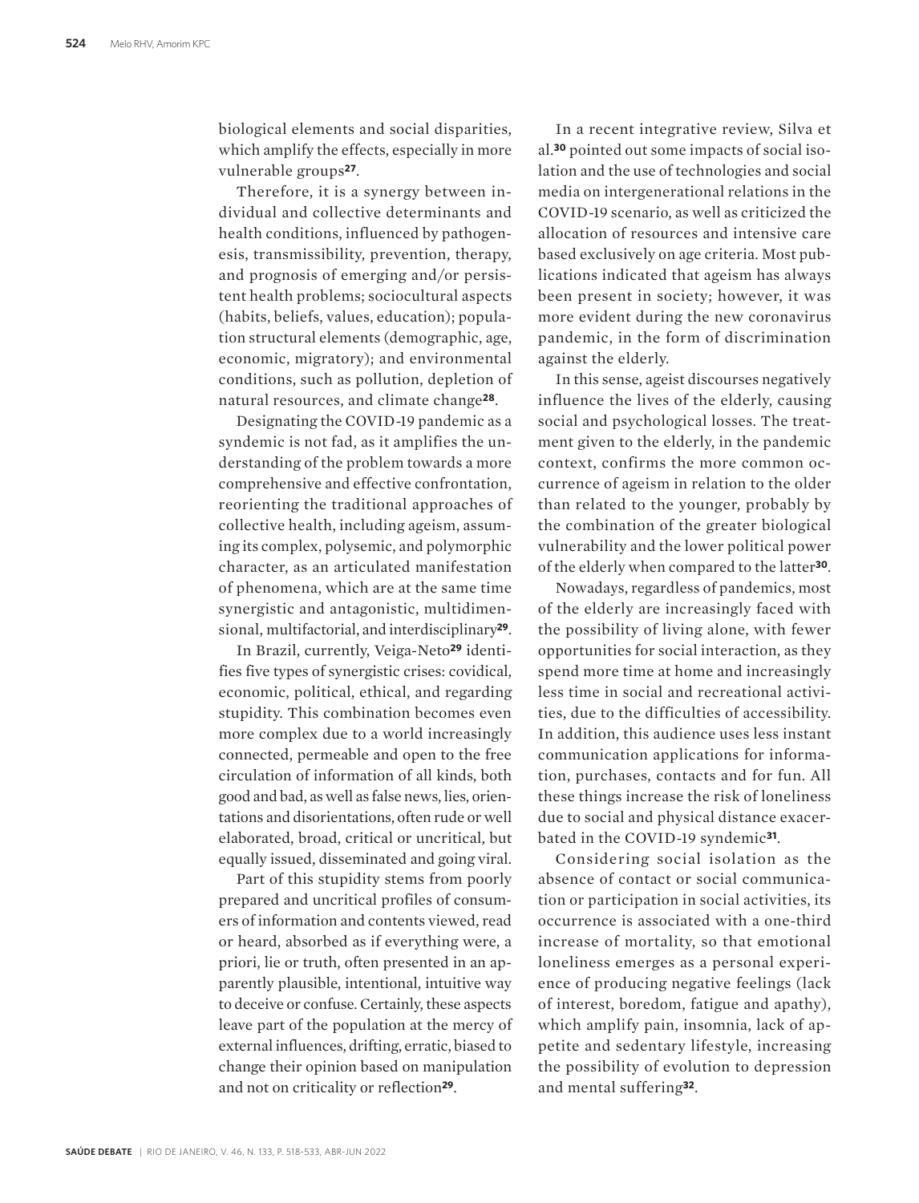biological elements and social disparities, which amplify the effects, especially in more vulnerable groups[27].

Therefore, it is a synergy between individual and collective determinants and health conditions, influenced by pathogenesis, transmissibility, prevention, therapy, and prognosis of emerging and/or persistent health problems; sociocultural aspects (habits, beliefs, values, education); population structural elements (demographic, age, economic, migratory); and environmental conditions, such as pollution, depletion of natural resources, and climate change[28].

Designating the COVID-19 pandemic as a syndemic is not fad, as it amplifies the understanding of the problem towards a more comprehensive and effective confrontation, reorienting the traditional approaches of collective health, including ageism, assuming its complex, polysemic, and polymorphic character, as an articulated manifestation of phenomena, which are at the same time synergistic and antagonistic, multidimensional, multifactorial, and interdisciplinary[29].

In Brazil, currently, Veiga-Neto[29] identifies five types of synergistic crises: covidical, economic, political, ethical, and regarding stupidity. This combination becomes even more complex due to a world increasingly connected, permeable and open to the free circulation of information of all kinds, both good and bad, as well as false news, lies, orientations and disorientations, often rude or well elaborated, broad, critical or uncritical, but equally issued, disseminated and going viral.

Part of this stupidity stems from poorly prepared and uncritical profiles of consumers of information and contents viewed, read or heard, absorbed as if everything were, a priori, lie or truth, often presented in an apparently plausible, intentional, intuitive way to deceive or confuse. Certainly, these aspects leave part of the population at the mercy of external influences, drifting, erratic, biased to change their opinion based on manipulation and not on criticality or reflection[29].

In a recent integrative review, Silva et al.[30] pointed out some impacts of social isolation and the use of technologies and social media on intergenerational relations in the COVID-19 scenario, as well as criticized the allocation of resources and intensive care based exclusively on age criteria. Most publications indicated that ageism has always been present in society; however, it was more evident during the new coronavirus pandemic, in the form of discrimination against the elderly.

In this sense, ageist discourses negatively influence the lives of the elderly, causing social and psychological losses. The treatment given to the elderly, in the pandemic context, confirms the more common occurrence of ageism in relation to the older than related to the younger, probably by the combination of the greater biological vulnerability and the lower political power of the elderly when compared to the latter[30].

Nowadays, regardless of pandemics, most of the elderly are increasingly faced with the possibility of living alone, with fewer opportunities for social interaction, as they spend more time at home and increasingly less time in social and recreational activities, due to the difficulties of accessibility. In addition, this audience uses less instant communication applications for information, purchases, contacts and for fun. All these things increase the risk of loneliness due to social and physical distance exacerbated in the COVID-19 syndemic[31].

Considering social isolation as the absence of contact or social communication or participation in social activities, its occurrence is associated with a one-third increase of mortality, so that emotional loneliness emerges as a personal experience of producing negative feelings (lack of interest, boredom, fatigue and apathy), which amplify pain, insomnia, lack of appetite and sedentary lifestyle, increasing the possibility of evolution to depression and mental suffering[32].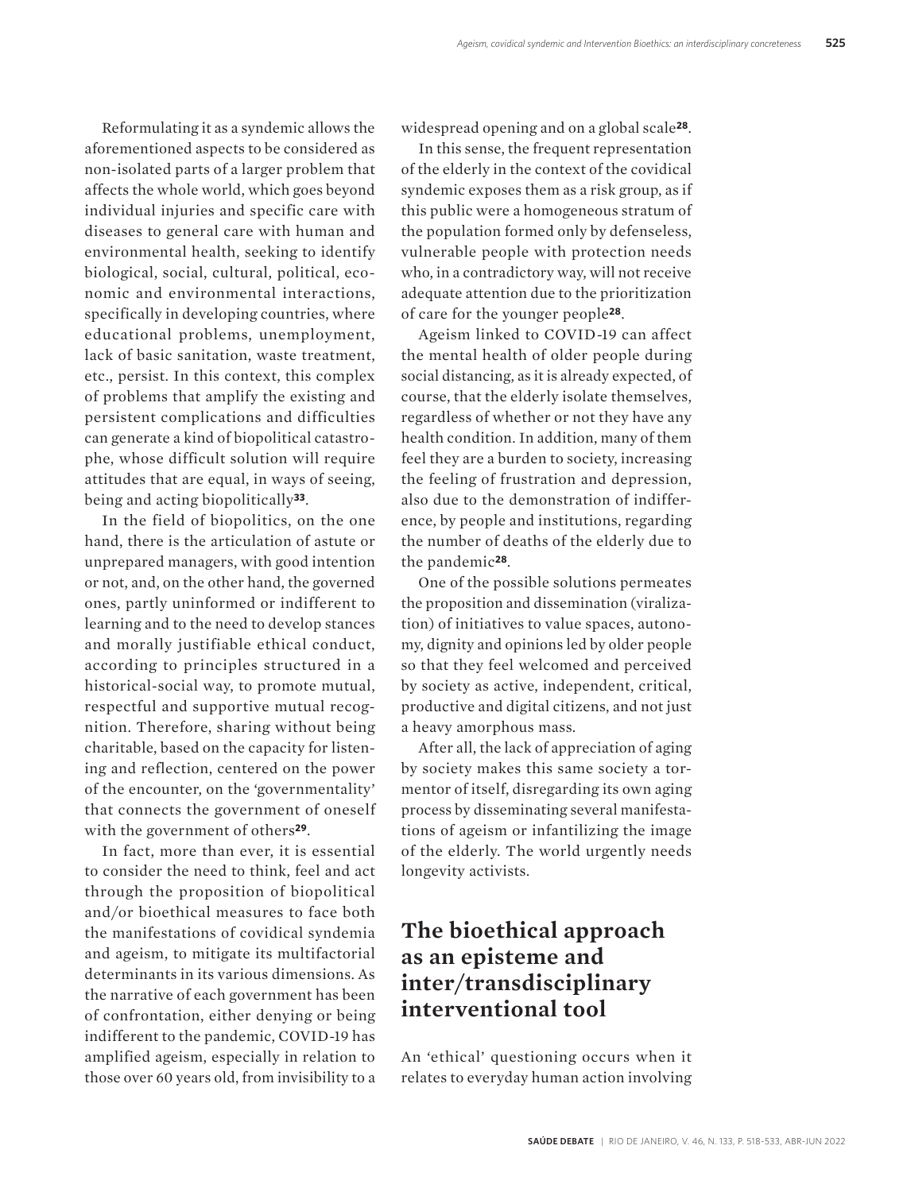Reformulating it as a syndemic allows the aforementioned aspects to be considered as non-isolated parts of a larger problem that affects the whole world, which goes beyond individual injuries and specific care with diseases to general care with human and environmental health, seeking to identify biological, social, cultural, political, economic and environmental interactions, specifically in developing countries, where educational problems, unemployment, lack of basic sanitation, waste treatment, etc., persist. In this context, this complex of problems that amplify the existing and persistent complications and difficulties can generate a kind of biopolitical catastrophe, whose difficult solution will require attitudes that are equal, in ways of seeing, being and acting biopolitically[33].

In the field of biopolitics, on the one hand, there is the articulation of astute or unprepared managers, with good intention or not, and, on the other hand, the governed ones, partly uninformed or indifferent to learning and to the need to develop stances and morally justifiable ethical conduct, according to principles structured in a historical-social way, to promote mutual, respectful and supportive mutual recognition. Therefore, sharing without being charitable, based on the capacity for listening and reflection, centered on the power of the encounter, on the 'governmentality' that connects the government of oneself with the government of others[29].

In fact, more than ever, it is essential to consider the need to think, feel and act through the proposition of biopolitical and/or bioethical measures to face both the manifestations of covidical syndemia and ageism, to mitigate its multifactorial determinants in its various dimensions. As the narrative of each government has been of confrontation, either denying or being indifferent to the pandemic, COVID-19 has amplified ageism, especially in relation to those over 60 years old, from invisibility to a widespread opening and on a global scale[28].

In this sense, the frequent representation of the elderly in the context of the covidical syndemic exposes them as a risk group, as if this public were a homogeneous stratum of the population formed only by defenseless, vulnerable people with protection needs who, in a contradictory way, will not receive adequate attention due to the prioritization of care for the younger people[28].

Ageism linked to COVID-19 can affect the mental health of older people during social distancing, as it is already expected, of course, that the elderly isolate themselves, regardless of whether or not they have any health condition. In addition, many of them feel they are a burden to society, increasing the feeling of frustration and depression, also due to the demonstration of indifference, by people and institutions, regarding the number of deaths of the elderly due to the pandemic[28].

One of the possible solutions permeates the proposition and dissemination (viralization) of initiatives to value spaces, autonomy, dignity and opinions led by older people so that they feel welcomed and perceived by society as active, independent, critical, productive and digital citizens, and not just a heavy amorphous mass.

After all, the lack of appreciation of aging by society makes this same society a tormentor of itself, disregarding its own aging process by disseminating several manifestations of ageism or infantilizing the image of the elderly. The world urgently needs longevity activists.

## The bioethical approach as an episteme and inter/transdisciplinary interventional tool

An 'ethical' questioning occurs when it relates to everyday human action involving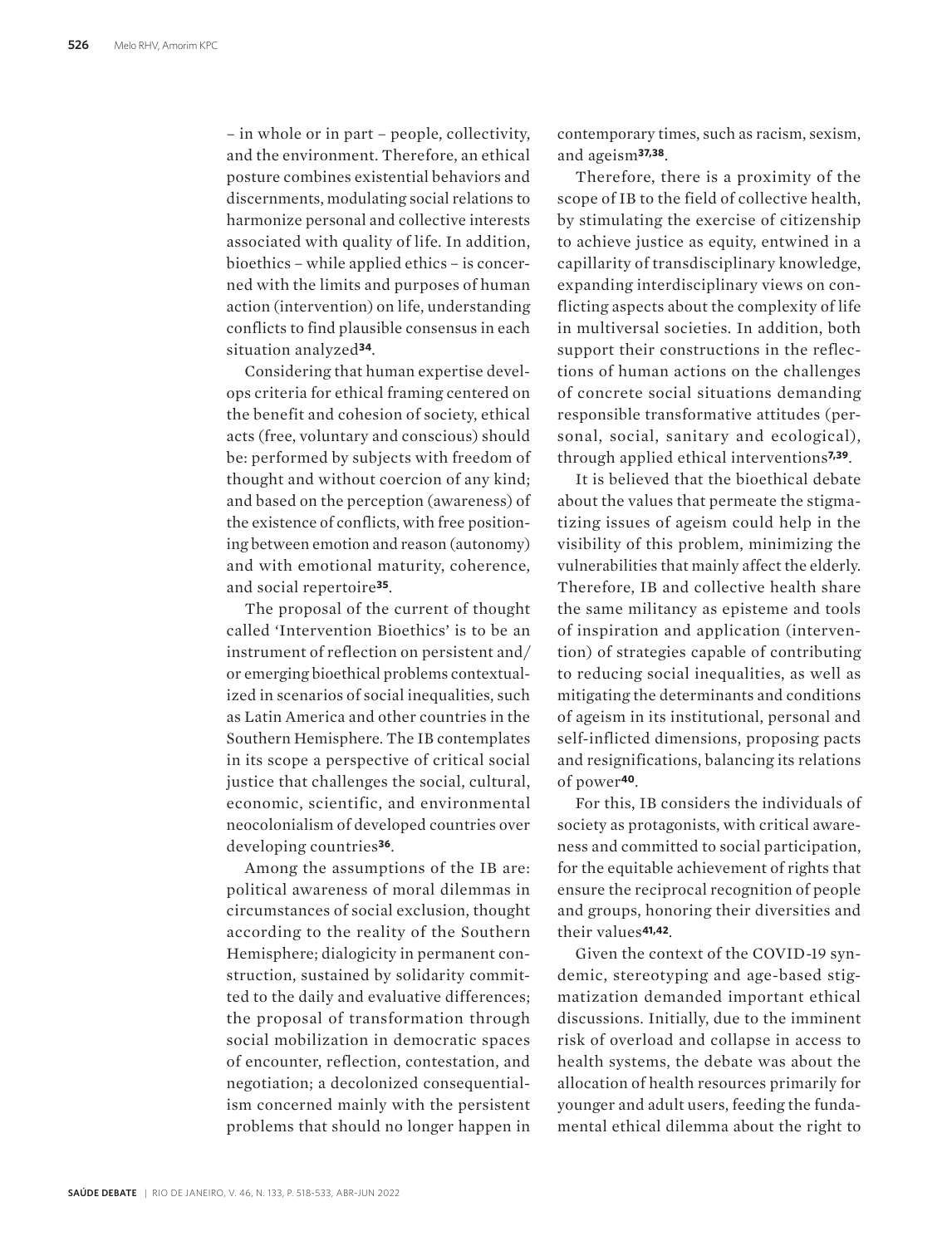– in whole or in part – people, collectivity, and the environment. Therefore, an ethical posture combines existential behaviors and discernments, modulating social relations to harmonize personal and collective interests associated with quality of life. In addition, bioethics – while applied ethics – is concerned with the limits and purposes of human action (intervention) on life, understanding conflicts to find plausible consensus in each situation analyzed[34].

Considering that human expertise develops criteria for ethical framing centered on the benefit and cohesion of society, ethical acts (free, voluntary and conscious) should be: performed by subjects with freedom of thought and without coercion of any kind; and based on the perception (awareness) of the existence of conflicts, with free positioning between emotion and reason (autonomy) and with emotional maturity, coherence, and social repertoire[35].

The proposal of the current of thought called 'Intervention Bioethics' is to be an instrument of reflection on persistent and/or emerging bioethical problems contextualized in scenarios of social inequalities, such as Latin America and other countries in the Southern Hemisphere. The IB contemplates in its scope a perspective of critical social justice that challenges the social, cultural, economic, scientific, and environmental neocolonialism of developed countries over developing countries[36].

Among the assumptions of the IB are: political awareness of moral dilemmas in circumstances of social exclusion, thought according to the reality of the Southern Hemisphere; dialogicity in permanent construction, sustained by solidarity committed to the daily and evaluative differences; the proposal of transformation through social mobilization in democratic spaces of encounter, reflection, contestation, and negotiation; a decolonized consequentialism concerned mainly with the persistent problems that should no longer happen in contemporary times, such as racism, sexism, and ageism[37,38].

Therefore, there is a proximity of the scope of IB to the field of collective health, by stimulating the exercise of citizenship to achieve justice as equity, entwined in a capillarity of transdisciplinary knowledge, expanding interdisciplinary views on conflicting aspects about the complexity of life in multiversal societies. In addition, both support their constructions in the reflections of human actions on the challenges of concrete social situations demanding responsible transformative attitudes (personal, social, sanitary and ecological), through applied ethical interventions[7,39].

It is believed that the bioethical debate about the values that permeate the stigmatizing issues of ageism could help in the visibility of this problem, minimizing the vulnerabilities that mainly affect the elderly. Therefore, IB and collective health share the same militancy as episteme and tools of inspiration and application (intervention) of strategies capable of contributing to reducing social inequalities, as well as mitigating the determinants and conditions of ageism in its institutional, personal and self-inflicted dimensions, proposing pacts and resignifications, balancing its relations of power[40].

For this, IB considers the individuals of society as protagonists, with critical awareness and committed to social participation, for the equitable achievement of rights that ensure the reciprocal recognition of people and groups, honoring their diversities and their values[41,42].

Given the context of the COVID-19 syndemic, stereotyping and age-based stigmatization demanded important ethical discussions. Initially, due to the imminent risk of overload and collapse in access to health systems, the debate was about the allocation of health resources primarily for younger and adult users, feeding the fundamental ethical dilemma about the right to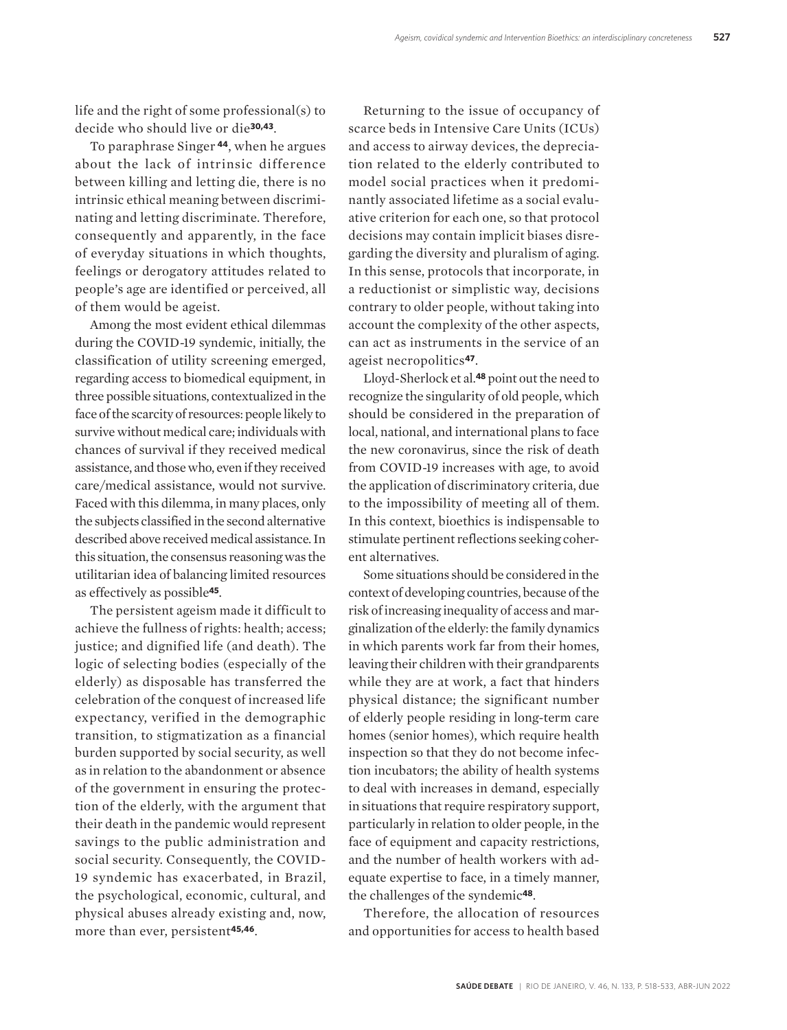life and the right of some professional(s) to decide who should live or die[30,43].

To paraphrase Singer [44], when he argues about the lack of intrinsic difference between killing and letting die, there is no intrinsic ethical meaning between discriminating and letting discriminate. Therefore, consequently and apparently, in the face of everyday situations in which thoughts, feelings or derogatory attitudes related to people's age are identified or perceived, all of them would be ageist.

Among the most evident ethical dilemmas during the COVID-19 syndemic, initially, the classification of utility screening emerged, regarding access to biomedical equipment, in three possible situations, contextualized in the face of the scarcity of resources: people likely to survive without medical care; individuals with chances of survival if they received medical assistance, and those who, even if they received care/medical assistance, would not survive. Faced with this dilemma, in many places, only the subjects classified in the second alternative described above received medical assistance. In this situation, the consensus reasoning was the utilitarian idea of balancing limited resources as effectively as possible[45].

The persistent ageism made it difficult to achieve the fullness of rights: health; access; justice; and dignified life (and death). The logic of selecting bodies (especially of the elderly) as disposable has transferred the celebration of the conquest of increased life expectancy, verified in the demographic transition, to stigmatization as a financial burden supported by social security, as well as in relation to the abandonment or absence of the government in ensuring the protection of the elderly, with the argument that their death in the pandemic would represent savings to the public administration and social security. Consequently, the COVID-19 syndemic has exacerbated, in Brazil, the psychological, economic, cultural, and physical abuses already existing and, now, more than ever, persistent[45,46].

Returning to the issue of occupancy of scarce beds in Intensive Care Units (ICUs) and access to airway devices, the depreciation related to the elderly contributed to model social practices when it predominantly associated lifetime as a social evaluative criterion for each one, so that protocol decisions may contain implicit biases disregarding the diversity and pluralism of aging. In this sense, protocols that incorporate, in a reductionist or simplistic way, decisions contrary to older people, without taking into account the complexity of the other aspects, can act as instruments in the service of an ageist necropolitics[47].

Lloyd-Sherlock et al.[48] point out the need to recognize the singularity of old people, which should be considered in the preparation of local, national, and international plans to face the new coronavirus, since the risk of death from COVID-19 increases with age, to avoid the application of discriminatory criteria, due to the impossibility of meeting all of them. In this context, bioethics is indispensable to stimulate pertinent reflections seeking coherent alternatives.

Some situations should be considered in the context of developing countries, because of the risk of increasing inequality of access and marginalization of the elderly: the family dynamics in which parents work far from their homes, leaving their children with their grandparents while they are at work, a fact that hinders physical distance; the significant number of elderly people residing in long-term care homes (senior homes), which require health inspection so that they do not become infection incubators; the ability of health systems to deal with increases in demand, especially in situations that require respiratory support, particularly in relation to older people, in the face of equipment and capacity restrictions, and the number of health workers with adequate expertise to face, in a timely manner, the challenges of the syndemic[48].

Therefore, the allocation of resources and opportunities for access to health based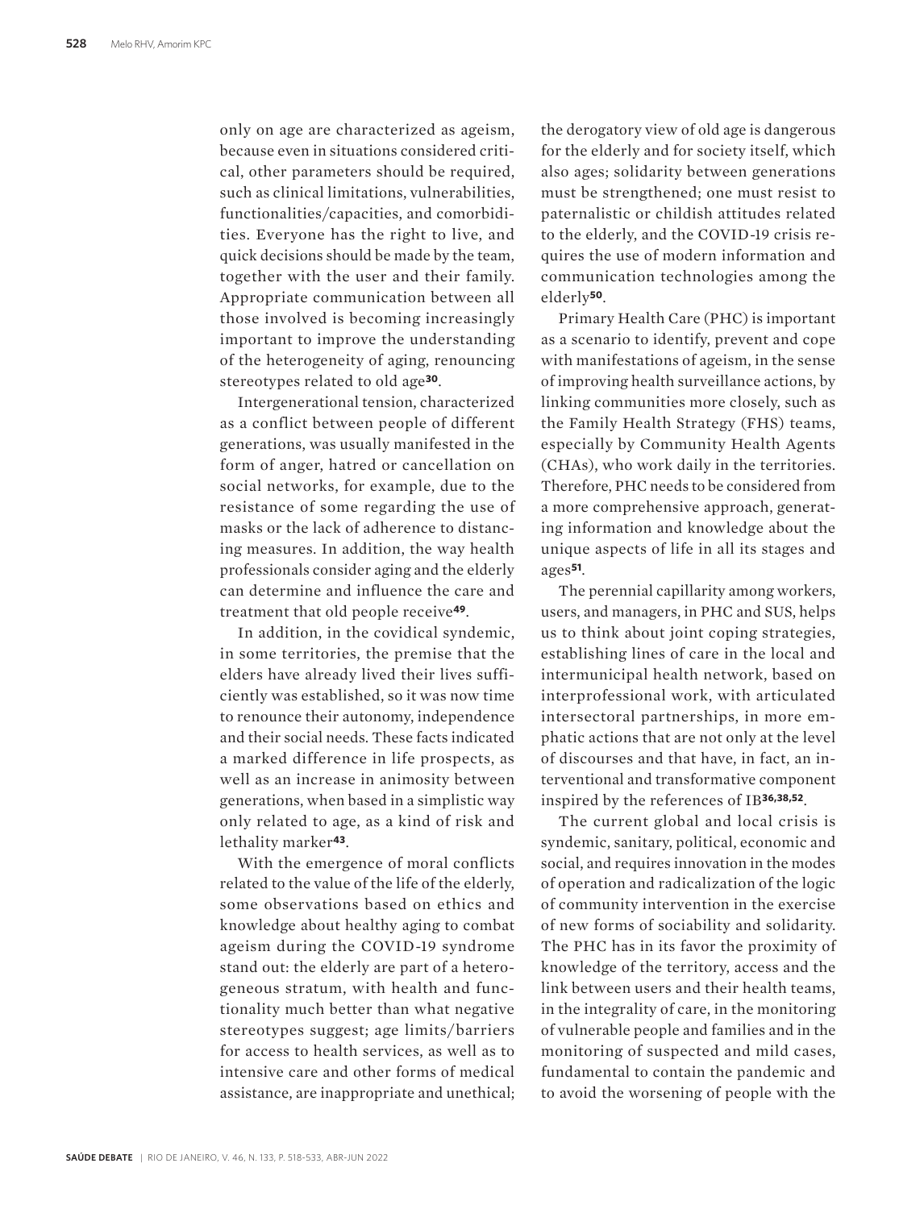only on age are characterized as ageism, because even in situations considered critical, other parameters should be required, such as clinical limitations, vulnerabilities, functionalities/capacities, and comorbidities. Everyone has the right to live, and quick decisions should be made by the team, together with the user and their family. Appropriate communication between all those involved is becoming increasingly important to improve the understanding of the heterogeneity of aging, renouncing stereotypes related to old age[30].

Intergenerational tension, characterized as a conflict between people of different generations, was usually manifested in the form of anger, hatred or cancellation on social networks, for example, due to the resistance of some regarding the use of masks or the lack of adherence to distancing measures. In addition, the way health professionals consider aging and the elderly can determine and influence the care and treatment that old people receive[49].

In addition, in the covidical syndemic, in some territories, the premise that the elders have already lived their lives sufficiently was established, so it was now time to renounce their autonomy, independence and their social needs. These facts indicated a marked difference in life prospects, as well as an increase in animosity between generations, when based in a simplistic way only related to age, as a kind of risk and lethality marker[43].

With the emergence of moral conflicts related to the value of the life of the elderly, some observations based on ethics and knowledge about healthy aging to combat ageism during the COVID-19 syndrome stand out: the elderly are part of a heterogeneous stratum, with health and functionality much better than what negative stereotypes suggest; age limits/barriers for access to health services, as well as to intensive care and other forms of medical assistance, are inappropriate and unethical; the derogatory view of old age is dangerous for the elderly and for society itself, which also ages; solidarity between generations must be strengthened; one must resist to paternalistic or childish attitudes related to the elderly, and the COVID-19 crisis requires the use of modern information and communication technologies among the elderly[50].

Primary Health Care (PHC) is important as a scenario to identify, prevent and cope with manifestations of ageism, in the sense of improving health surveillance actions, by linking communities more closely, such as the Family Health Strategy (FHS) teams, especially by Community Health Agents (CHAs), who work daily in the territories. Therefore, PHC needs to be considered from a more comprehensive approach, generating information and knowledge about the unique aspects of life in all its stages and ages[51].

The perennial capillarity among workers, users, and managers, in PHC and SUS, helps us to think about joint coping strategies, establishing lines of care in the local and intermunicipal health network, based on interprofessional work, with articulated intersectoral partnerships, in more emphatic actions that are not only at the level of discourses and that have, in fact, an interventional and transformative component inspired by the references of IB[36,38,52].

The current global and local crisis is syndemic, sanitary, political, economic and social, and requires innovation in the modes of operation and radicalization of the logic of community intervention in the exercise of new forms of sociability and solidarity. The PHC has in its favor the proximity of knowledge of the territory, access and the link between users and their health teams, in the integrality of care, in the monitoring of vulnerable people and families and in the monitoring of suspected and mild cases, fundamental to contain the pandemic and to avoid the worsening of people with the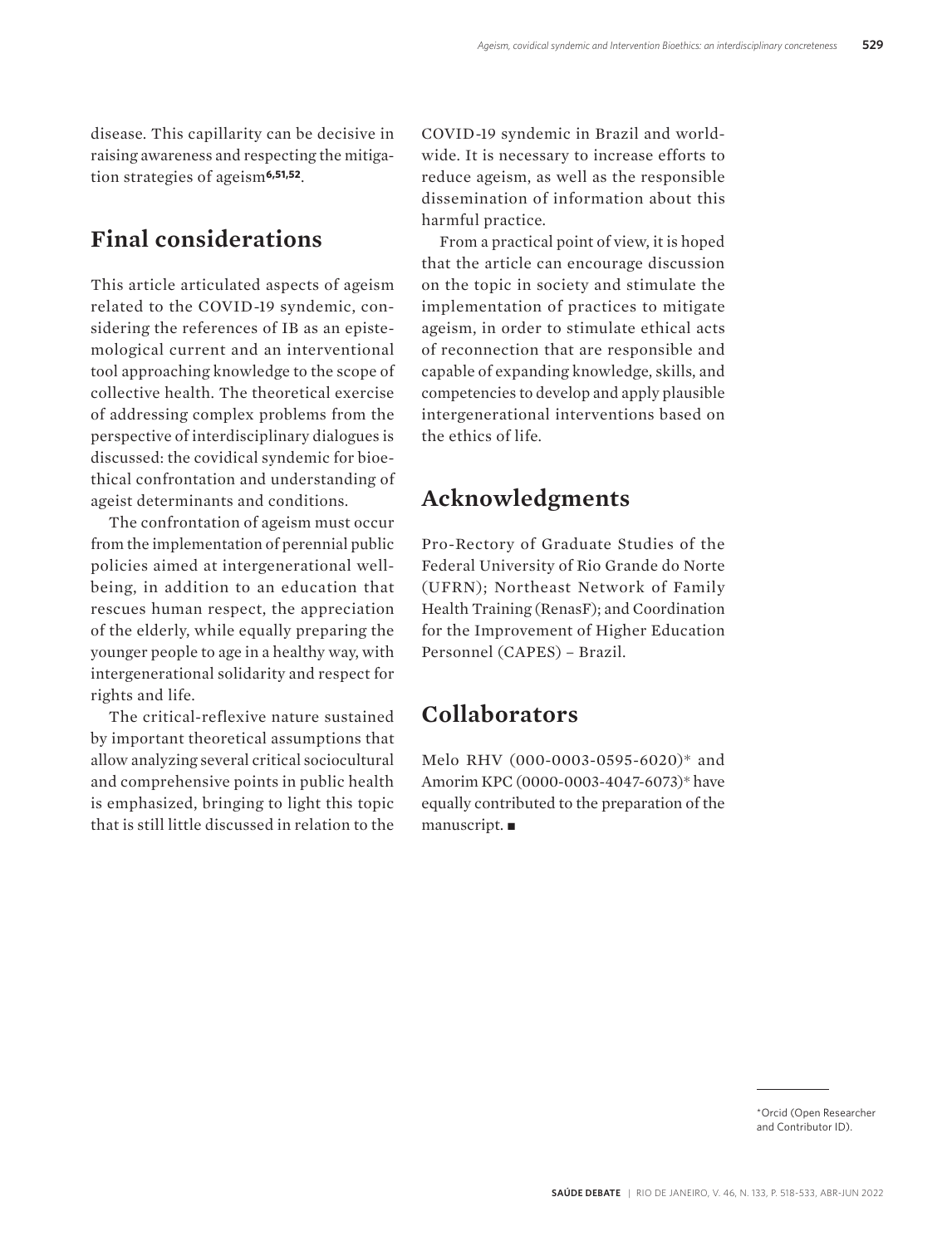disease. This capillarity can be decisive in raising awareness and respecting the mitigation strategies of ageism[6,51,52].

## Final considerations

This article articulated aspects of ageism related to the COVID-19 syndemic, considering the references of IB as an epistemological current and an interventional tool approaching knowledge to the scope of collective health. The theoretical exercise of addressing complex problems from the perspective of interdisciplinary dialogues is discussed: the covidical syndemic for bioethical confrontation and understanding of ageist determinants and conditions.

The confrontation of ageism must occur from the implementation of perennial public policies aimed at intergenerational well-being, in addition to an education that rescues human respect, the appreciation of the elderly, while equally preparing the younger people to age in a healthy way, with intergenerational solidarity and respect for rights and life.

The critical-reflexive nature sustained by important theoretical assumptions that allow analyzing several critical sociocultural and comprehensive points in public health is emphasized, bringing to light this topic that is still little discussed in relation to the COVID-19 syndemic in Brazil and worldwide. It is necessary to increase efforts to reduce ageism, as well as the responsible dissemination of information about this harmful practice.

From a practical point of view, it is hoped that the article can encourage discussion on the topic in society and stimulate the implementation of practices to mitigate ageism, in order to stimulate ethical acts of reconnection that are responsible and capable of expanding knowledge, skills, and competencies to develop and apply plausible intergenerational interventions based on the ethics of life.

## Acknowledgments

Pro-Rectory of Graduate Studies of the Federal University of Rio Grande do Norte (UFRN); Northeast Network of Family Health Training (RenasF); and Coordination for the Improvement of Higher Education Personnel (CAPES) – Brazil.

## Collaborators

Melo RHV (000-0003-0595-6020)* and Amorim KPC (0000-0003-4047-6073)* have equally contributed to the preparation of the manuscript. ■

*Orcid (Open Researcher and Contributor ID).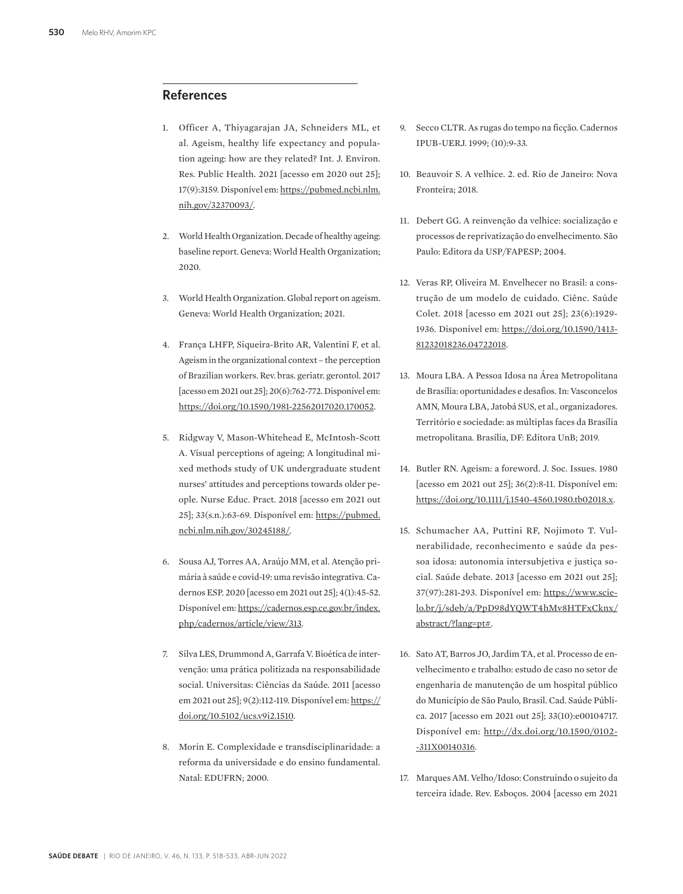## References

1. Officer A, Thiyagarajan JA, Schneiders ML, et al. Ageism, healthy life expectancy and population ageing: how are they related? Int. J. Environ. Res. Public Health. 2021 [acesso em 2020 out 25]; 17(9):3159. Disponível em: https://pubmed.ncbi.nlm.nih.gov/32370093/.

2. World Health Organization. Decade of healthy ageing: baseline report. Geneva: World Health Organization; 2020.

3. World Health Organization. Global report on ageism. Geneva: World Health Organization; 2021.

4. França LHFP, Siqueira-Brito AR, Valentini F, et al. Ageism in the organizational context – the perception of Brazilian workers. Rev. bras. geriatr. gerontol. 2017 [acesso em 2021 out 25]; 20(6):762-772. Disponível em: https://doi.org/10.1590/1981-22562017020.170052.

5. Ridgway V, Mason-Whitehead E, McIntosh-Scott A. Visual perceptions of ageing; A longitudinal mixed methods study of UK undergraduate student nurses' attitudes and perceptions towards older people. Nurse Educ. Pract. 2018 [acesso em 2021 out 25]; 33(s.n.):63-69. Disponível em: https://pubmed.ncbi.nlm.nih.gov/30245188/.

6. Sousa AJ, Torres AA, Araújo MM, et al. Atenção primária à saúde e covid-19: uma revisão integrativa. Cadernos ESP. 2020 [acesso em 2021 out 25]; 4(1):45-52. Disponível em: https://cadernos.esp.ce.gov.br/index.php/cadernos/article/view/313.

7. Silva LES, Drummond A, Garrafa V. Bioética de intervenção: uma prática politizada na responsabilidade social. Universitas: Ciências da Saúde. 2011 [acesso em 2021 out 25]; 9(2):112-119. Disponível em: https://doi.org/10.5102/ucs.v9i2.1510.

8. Morin E. Complexidade e transdisciplinaridade: a reforma da universidade e do ensino fundamental. Natal: EDUFRN; 2000.

9. Secco CLTR. As rugas do tempo na ficção. Cadernos IPUB-UERJ. 1999; (10):9-33.

10. Beauvoir S. A velhice. 2. ed. Rio de Janeiro: Nova Fronteira; 2018.

11. Debert GG. A reinvenção da velhice: socialização e processos de reprivatização do envelhecimento. São Paulo: Editora da USP/FAPESP; 2004.

12. Veras RP, Oliveira M. Envelhecer no Brasil: a construção de um modelo de cuidado. Ciênc. Saúde Colet. 2018 [acesso em 2021 out 25]; 23(6):1929-1936. Disponível em: https://doi.org/10.1590/1413-81232018236.04722018.

13. Moura LBA. A Pessoa Idosa na Área Metropolitana de Brasília: oportunidades e desafios. In: Vasconcelos AMN, Moura LBA, Jatobá SUS, et al., organizadores. Território e sociedade: as múltiplas faces da Brasília metropolitana. Brasília, DF: Editora UnB; 2019.

14. Butler RN. Ageism: a foreword. J. Soc. Issues. 1980 [acesso em 2021 out 25]; 36(2):8-11. Disponível em: https://doi.org/10.1111/j.1540-4560.1980.tb02018.x.

15. Schumacher AA, Puttini RF, Nojimoto T. Vulnerabilidade, reconhecimento e saúde da pessoa idosa: autonomia intersubjetiva e justiça social. Saúde debate. 2013 [acesso em 2021 out 25]; 37(97):281-293. Disponível em: https://www.scielo.br/j/sdeb/a/PpD98dYQWT4hMv8HTFxCknx/abstract/?lang=pt#.

16. Sato AT, Barros JO, Jardim TA, et al. Processo de envelhecimento e trabalho: estudo de caso no setor de engenharia de manutenção de um hospital público do Município de São Paulo, Brasil. Cad. Saúde Pública. 2017 [acesso em 2021 out 25]; 33(10):e00104717. Disponível em: http://dx.doi.org/10.1590/0102-311X00140316.

17. Marques AM. Velho/Idoso: Construindo o sujeito da terceira idade. Rev. Esboços. 2004 [acesso em 2021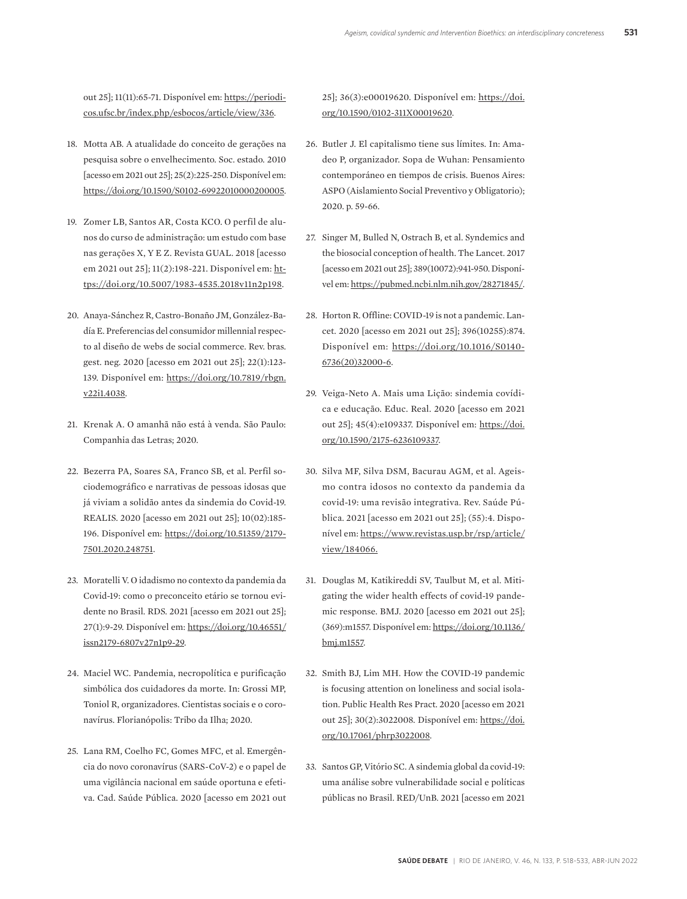out 25]; 11(11):65-71. Disponível em: https://periodicos.ufsc.br/index.php/esbocos/article/view/336.

18. Motta AB. A atualidade do conceito de gerações na pesquisa sobre o envelhecimento. Soc. estado. 2010 [acesso em 2021 out 25]; 25(2):225-250. Disponível em: https://doi.org/10.1590/S0102-69922010000200005.

19. Zomer LB, Santos AR, Costa KCO. O perfil de alunos do curso de administração: um estudo com base nas gerações X, Y E Z. Revista GUAL. 2018 [acesso em 2021 out 25]; 11(2):198-221. Disponível em: https://doi.org/10.5007/1983-4535.2018v11n2p198.

20. Anaya-Sánchez R, Castro-Bonaño JM, González-Badía E. Preferencias del consumidor millennial respecto al diseño de webs de social commerce. Rev. bras. gest. neg. 2020 [acesso em 2021 out 25]; 22(1):123-139. Disponível em: https://doi.org/10.7819/rbgn.v22i1.4038.

21. Krenak A. O amanhã não está à venda. São Paulo: Companhia das Letras; 2020.

22. Bezerra PA, Soares SA, Franco SB, et al. Perfil sociodemográfico e narrativas de pessoas idosas que já viviam a solidão antes da sindemia do Covid-19. REALIS. 2020 [acesso em 2021 out 25]; 10(02):185-196. Disponível em: https://doi.org/10.51359/2179-7501.2020.248751.

23. Moratelli V. O idadismo no contexto da pandemia da Covid-19: como o preconceito etário se tornou evidente no Brasil. RDS. 2021 [acesso em 2021 out 25]; 27(1):9-29. Disponível em: https://doi.org/10.46551/issn2179-6807v27n1p9-29.

24. Maciel WC. Pandemia, necropolítica e purificação simbólica dos cuidadores da morte. In: Grossi MP, Toniol R, organizadores. Cientistas sociais e o coronavírus. Florianópolis: Tribo da Ilha; 2020.

25. Lana RM, Coelho FC, Gomes MFC, et al. Emergência do novo coronavírus (SARS-CoV-2) e o papel de uma vigilância nacional em saúde oportuna e efetiva. Cad. Saúde Pública. 2020 [acesso em 2021 out 25]; 36(3):e00019620. Disponível em: https://doi.org/10.1590/0102-311X00019620.

26. Butler J. El capitalismo tiene sus límites. In: Amadeo P, organizador. Sopa de Wuhan: Pensamiento contemporáneo en tiempos de crisis. Buenos Aires: ASPO (Aislamiento Social Preventivo y Obligatorio); 2020. p. 59-66.

27. Singer M, Bulled N, Ostrach B, et al. Syndemics and the biosocial conception of health. The Lancet. 2017 [acesso em 2021 out 25]; 389(10072):941-950. Disponível em: https://pubmed.ncbi.nlm.nih.gov/28271845/.

28. Horton R. Offline: COVID-19 is not a pandemic. Lancet. 2020 [acesso em 2021 out 25]; 396(10255):874. Disponível em: https://doi.org/10.1016/S0140-6736(20)32000-6.

29. Veiga-Neto A. Mais uma Lição: sindemia covídica e educação. Educ. Real. 2020 [acesso em 2021 out 25]; 45(4):e109337. Disponível em: https://doi.org/10.1590/2175-6236109337.

30. Silva MF, Silva DSM, Bacurau AGM, et al. Ageismo contra idosos no contexto da pandemia da covid-19: uma revisão integrativa. Rev. Saúde Pública. 2021 [acesso em 2021 out 25]; (55):4. Disponível em: https://www.revistas.usp.br/rsp/article/view/184066.

31. Douglas M, Katikireddi SV, Taulbut M, et al. Mitigating the wider health effects of covid-19 pandemic response. BMJ. 2020 [acesso em 2021 out 25]; (369):m1557. Disponível em: https://doi.org/10.1136/bmj.m1557.

32. Smith BJ, Lim MH. How the COVID-19 pandemic is focusing attention on loneliness and social isolation. Public Health Res Pract. 2020 [acesso em 2021 out 25]; 30(2):3022008. Disponível em: https://doi.org/10.17061/phrp3022008.

33. Santos GP, Vitório SC. A sindemia global da covid-19: uma análise sobre vulnerabilidade social e políticas públicas no Brasil. RED/UnB. 2021 [acesso em 2021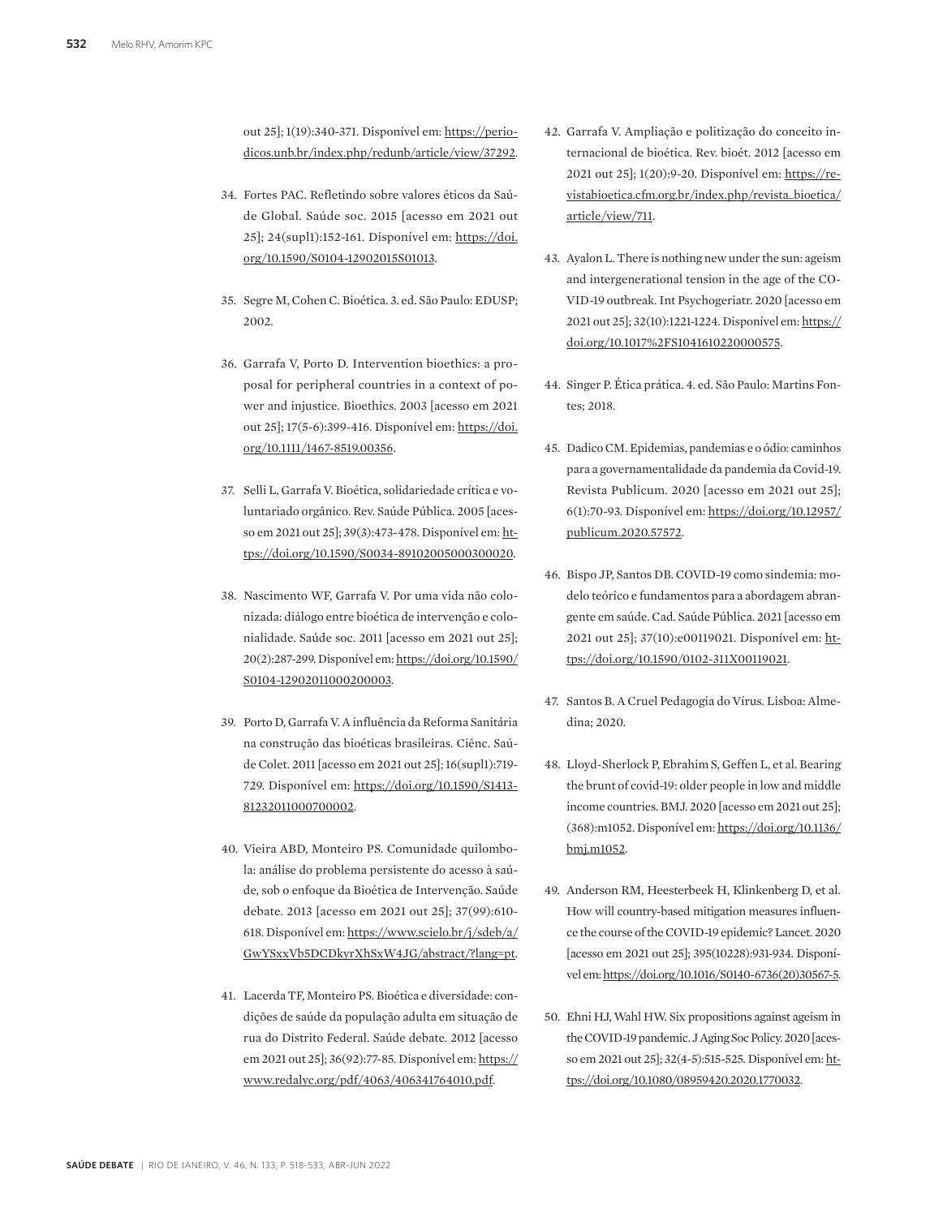out 25]; 1(19):340-371. Disponível em: https://periodicos.unb.br/index.php/redunb/article/view/37292.

34. Fortes PAC. Refletindo sobre valores éticos da Saúde Global. Saúde soc. 2015 [acesso em 2021 out 25]; 24(supl1):152-161. Disponível em: https://doi.org/10.1590/S0104-12902015S01013.

35. Segre M, Cohen C. Bioética. 3. ed. São Paulo: EDUSP; 2002.

36. Garrafa V, Porto D. Intervention bioethics: a proposal for peripheral countries in a context of power and injustice. Bioethics. 2003 [acesso em 2021 out 25]; 17(5-6):399-416. Disponível em: https://doi.org/10.1111/1467-8519.00356.

37. Selli L, Garrafa V. Bioética, solidariedade crítica e voluntariado orgânico. Rev. Saúde Pública. 2005 [acesso em 2021 out 25]; 39(3):473-478. Disponível em: https://doi.org/10.1590/S0034-89102005000300020.

38. Nascimento WF, Garrafa V. Por uma vida não colonizada: diálogo entre bioética de intervenção e colonialidade. Saúde soc. 2011 [acesso em 2021 out 25]; 20(2):287-299. Disponível em: https://doi.org/10.1590/S0104-12902011000200003.

39. Porto D, Garrafa V. A influência da Reforma Sanitária na construção das bioéticas brasileiras. Ciênc. Saúde Colet. 2011 [acesso em 2021 out 25]; 16(supl1):719-729. Disponível em: https://doi.org/10.1590/S1413-81232011000700002.

40. Vieira ABD, Monteiro PS. Comunidade quilombola: análise do problema persistente do acesso à saúde, sob o enfoque da Bioética de Intervenção. Saúde debate. 2013 [acesso em 2021 out 25]; 37(99):610-618. Disponível em: https://www.scielo.br/j/sdeb/a/GwYSxxVb5DCDkyrXhSxW4JG/abstract/?lang=pt.

41. Lacerda TF, Monteiro PS. Bioética e diversidade: condições de saúde da população adulta em situação de rua do Distrito Federal. Saúde debate. 2012 [acesso em 2021 out 25]; 36(92):77-85. Disponível em: https://www.redalyc.org/pdf/4063/406341764010.pdf.

42. Garrafa V. Ampliação e politização do conceito internacional de bioética. Rev. bioét. 2012 [acesso em 2021 out 25]; 1(20):9-20. Disponível em: https://revistabioetica.cfm.org.br/index.php/revista_bioetica/article/view/711.

43. Ayalon L. There is nothing new under the sun: ageism and intergenerational tension in the age of the COVID-19 outbreak. Int Psychogeriatr. 2020 [acesso em 2021 out 25]; 32(10):1221-1224. Disponível em: https://doi.org/10.1017%2FS1041610220000575.

44. Singer P. Ética prática. 4. ed. São Paulo: Martins Fontes; 2018.

45. Dadico CM. Epidemias, pandemias e o ódio: caminhos para a governamentalidade da pandemia da Covid-19. Revista Publicum. 2020 [acesso em 2021 out 25]; 6(1):70-93. Disponível em: https://doi.org/10.12957/publicum.2020.57572.

46. Bispo JP, Santos DB. COVID-19 como sindemia: modelo teórico e fundamentos para a abordagem abrangente em saúde. Cad. Saúde Pública. 2021 [acesso em 2021 out 25]; 37(10):e00119021. Disponível em: https://doi.org/10.1590/0102-311X00119021.

47. Santos B. A Cruel Pedagogia do Vírus. Lisboa: Almedina; 2020.

48. Lloyd-Sherlock P, Ebrahim S, Geffen L, et al. Bearing the brunt of covid-19: older people in low and middle income countries. BMJ. 2020 [acesso em 2021 out 25]; (368):m1052. Disponível em: https://doi.org/10.1136/bmj.m1052.

49. Anderson RM, Heesterbeek H, Klinkenberg D, et al. How will country-based mitigation measures influence the course of the COVID-19 epidemic? Lancet. 2020 [acesso em 2021 out 25]; 395(10228):931-934. Disponível em: https://doi.org/10.1016/S0140-6736(20)30567-5.

50. Ehni HJ, Wahl HW. Six propositions against ageism in the COVID-19 pandemic. J Aging Soc Policy. 2020 [acesso em 2021 out 25]; 32(4-5):515-525. Disponível em: https://doi.org/10.1080/08959420.2020.1770032.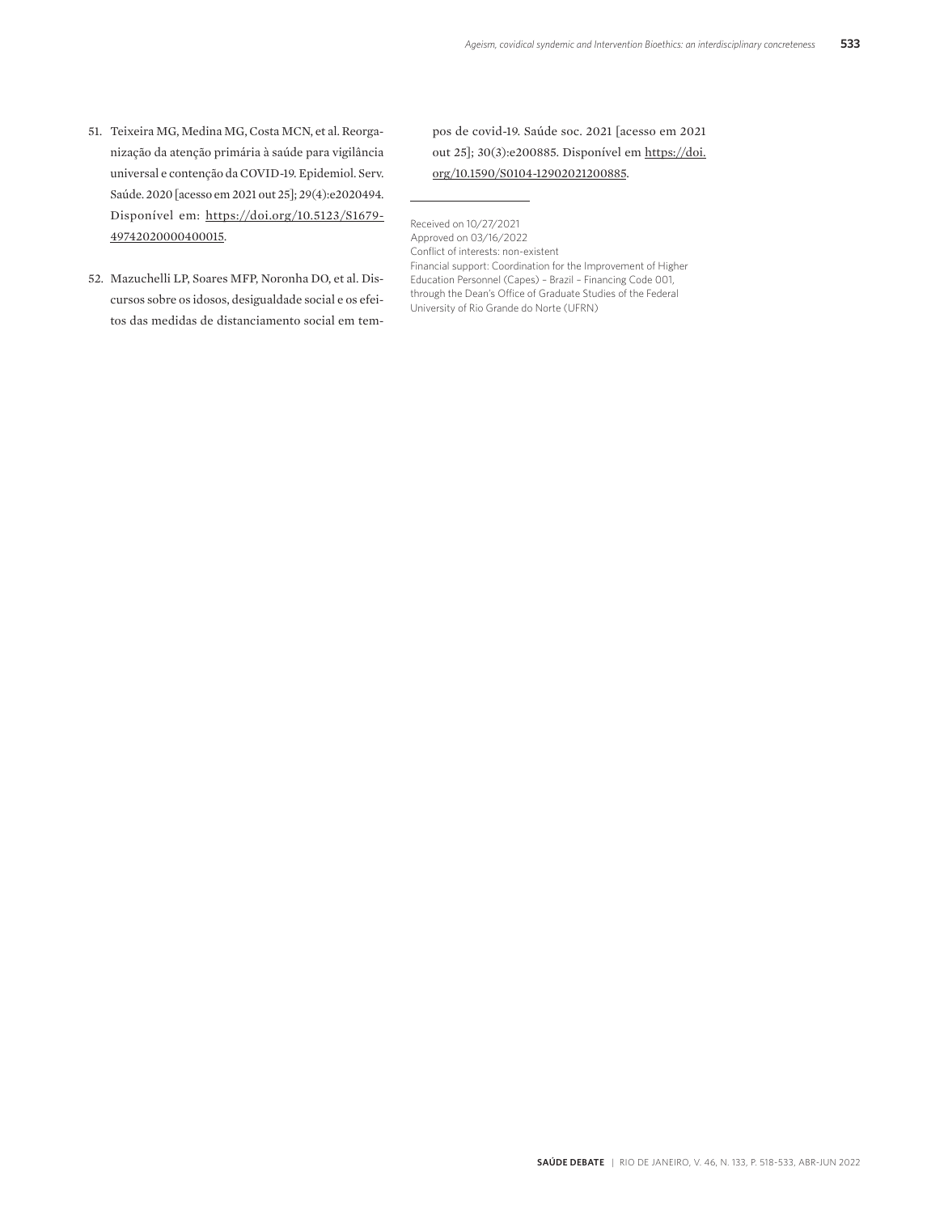51. Teixeira MG, Medina MG, Costa MCN, et al. Reorganização da atenção primária à saúde para vigilância universal e contenção da COVID-19. Epidemiol. Serv. Saúde. 2020 [acesso em 2021 out 25]; 29(4):e2020494. Disponível em: https://doi.org/10.5123/S1679-49742020000400015.

52. Mazuchelli LP, Soares MFP, Noronha DO, et al. Discursos sobre os idosos, desigualdade social e os efeitos das medidas de distanciamento social em tempos de covid-19. Saúde soc. 2021 [acesso em 2021 out 25]; 30(3):e200885. Disponível em https://doi.org/10.1590/S0104-12902021200885.

---

Received on 10/27/2021
Approved on 03/16/2022
Conflict of interests: non-existent
Financial support: Coordination for the Improvement of Higher Education Personnel (Capes) – Brazil – Financing Code 001, through the Dean's Office of Graduate Studies of the Federal University of Rio Grande do Norte (UFRN)